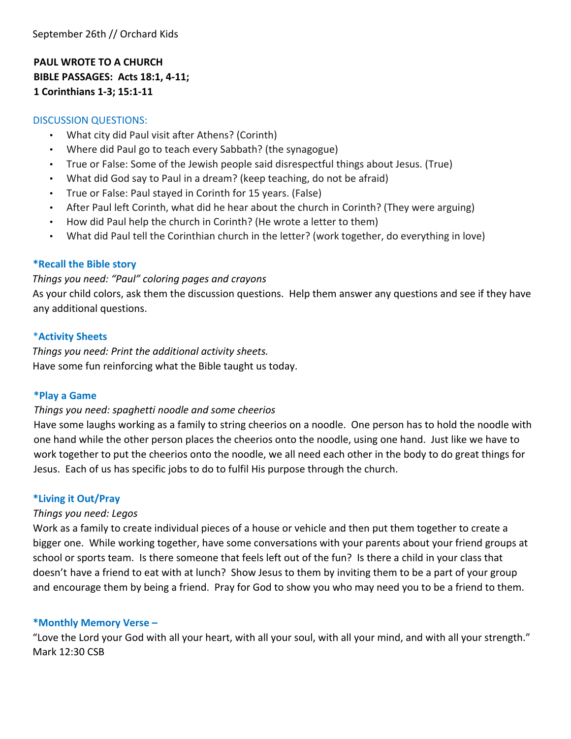September 26th // Orchard Kids

**PAUL WROTE TO A CHURCH**
**BIBLE PASSAGES: Acts 18:1, 4-11;**
**1 Corinthians 1-3; 15:1-11**

DISCUSSION QUESTIONS:

- What city did Paul visit after Athens? (Corinth)
- Where did Paul go to teach every Sabbath? (the synagogue)
- True or False: Some of the Jewish people said disrespectful things about Jesus. (True)
- What did God say to Paul in a dream? (keep teaching, do not be afraid)
- True or False: Paul stayed in Corinth for 15 years. (False)
- After Paul left Corinth, what did he hear about the church in Corinth? (They were arguing)
- How did Paul help the church in Corinth? (He wrote a letter to them)
- What did Paul tell the Corinthian church in the letter? (work together, do everything in love)

**\*Recall the Bible story**

*Things you need: "Paul" coloring pages and crayons*

As your child colors, ask them the discussion questions. Help them answer any questions and see if they have any additional questions.

**\*Activity Sheets**

*Things you need: Print the additional activity sheets.*

Have some fun reinforcing what the Bible taught us today.

**\*Play a Game**

*Things you need: spaghetti noodle and some cheerios*

Have some laughs working as a family to string cheerios on a noodle. One person has to hold the noodle with one hand while the other person places the cheerios onto the noodle, using one hand. Just like we have to work together to put the cheerios onto the noodle, we all need each other in the body to do great things for Jesus. Each of us has specific jobs to do to fulfil His purpose through the church.

**\*Living it Out/Pray**

*Things you need: Legos*

Work as a family to create individual pieces of a house or vehicle and then put them together to create a bigger one. While working together, have some conversations with your parents about your friend groups at school or sports team. Is there someone that feels left out of the fun? Is there a child in your class that doesn't have a friend to eat with at lunch? Show Jesus to them by inviting them to be a part of your group and encourage them by being a friend. Pray for God to show you who may need you to be a friend to them.

**\*Monthly Memory Verse –**

"Love the Lord your God with all your heart, with all your soul, with all your mind, and with all your strength." Mark 12:30 CSB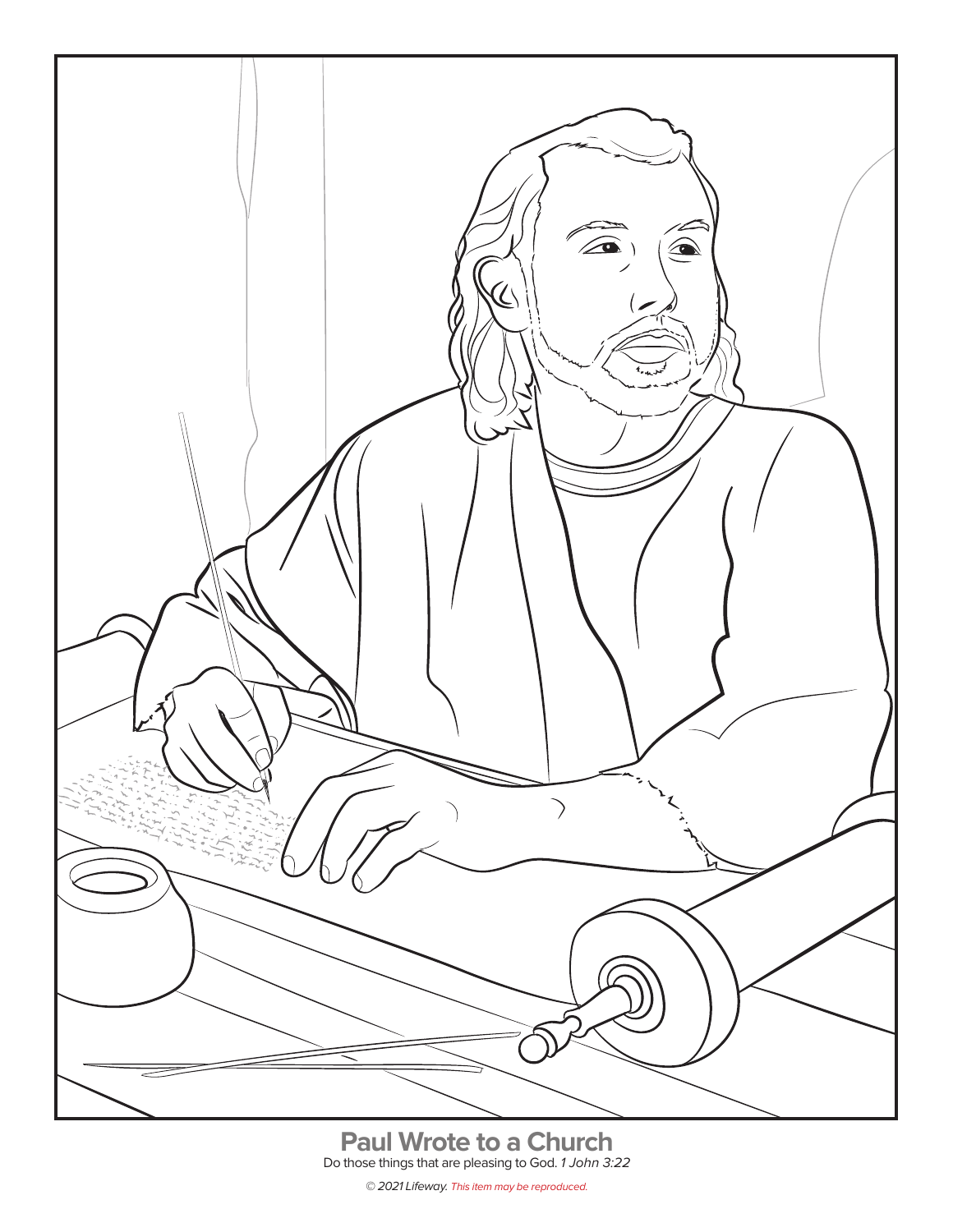# Paul Wrote to a Church

Do those things that are pleasing to God. *1 John 3:22*

*© 2021 Lifeway. This item may be reproduced.*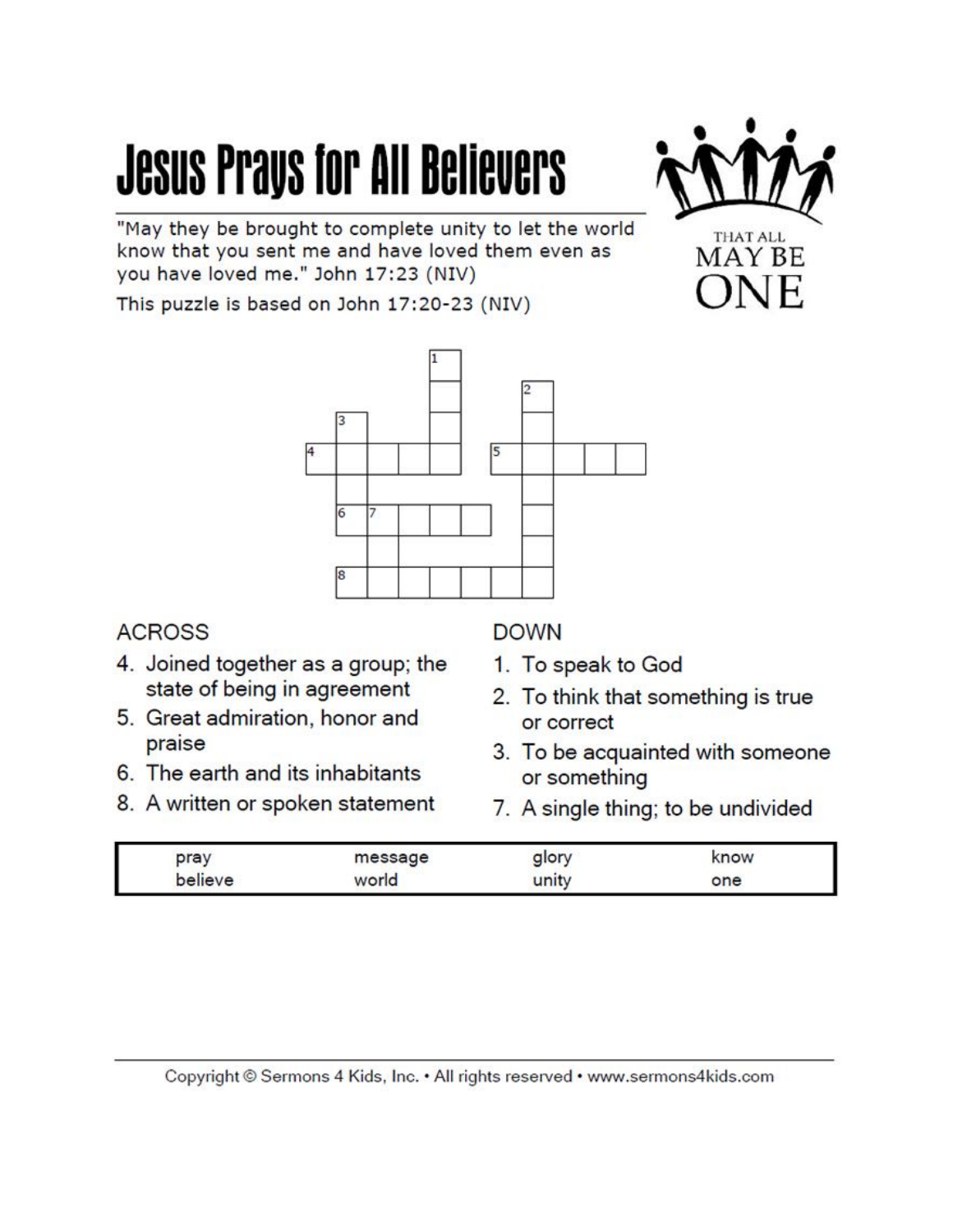# Jesus Prays for All Believers

"May they be brought to complete unity to let the world know that you sent me and have loved them even as you have loved me." John 17:23 (NIV)

This puzzle is based on John 17:20-23 (NIV)

THAT ALL MAY BE ONE

**ACROSS**

4. Joined together as a group; the state of being in agreement
5. Great admiration, honor and praise
6. The earth and its inhabitants
8. A written or spoken statement

**DOWN**

1. To speak to God
2. To think that something is true or correct
3. To be acquainted with someone or something
7. A single thing; to be undivided

| pray | message | glory | know |
|---|---|---|---|
| believe | world | unity | one |

Copyright © Sermons 4 Kids, Inc. • All rights reserved • www.sermons4kids.com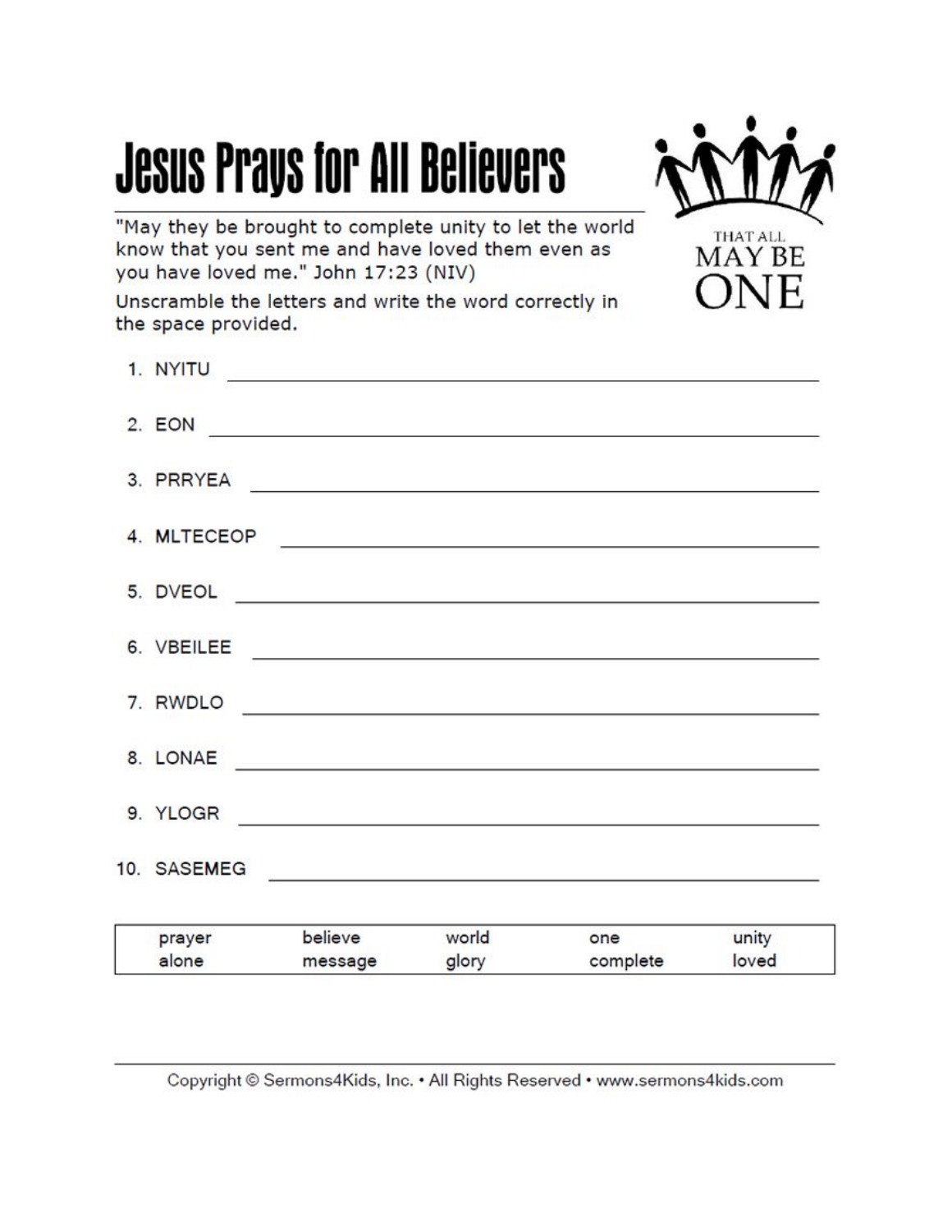# Jesus Prays for All Believers

"May they be brought to complete unity to let the world know that you sent me and have loved them even as you have loved me." John 17:23 (NIV)

THAT ALL MAY BE ONE

Unscramble the letters and write the word correctly in the space provided.

1. NYITU ______________________________
2. EON ______________________________
3. PRRYEA ______________________________
4. MLTECEOP ______________________________
5. DVEOL ______________________________
6. VBEILEE ______________________________
7. RWDLO ______________________________
8. LONAE ______________________________
9. YLOGR ______________________________
10. SASEMEG ______________________________

| prayer | believe | world | one | unity |
|---|---|---|---|---|
| alone | message | glory | complete | loved |

Copyright © Sermons4Kids, Inc. • All Rights Reserved • www.sermons4kids.com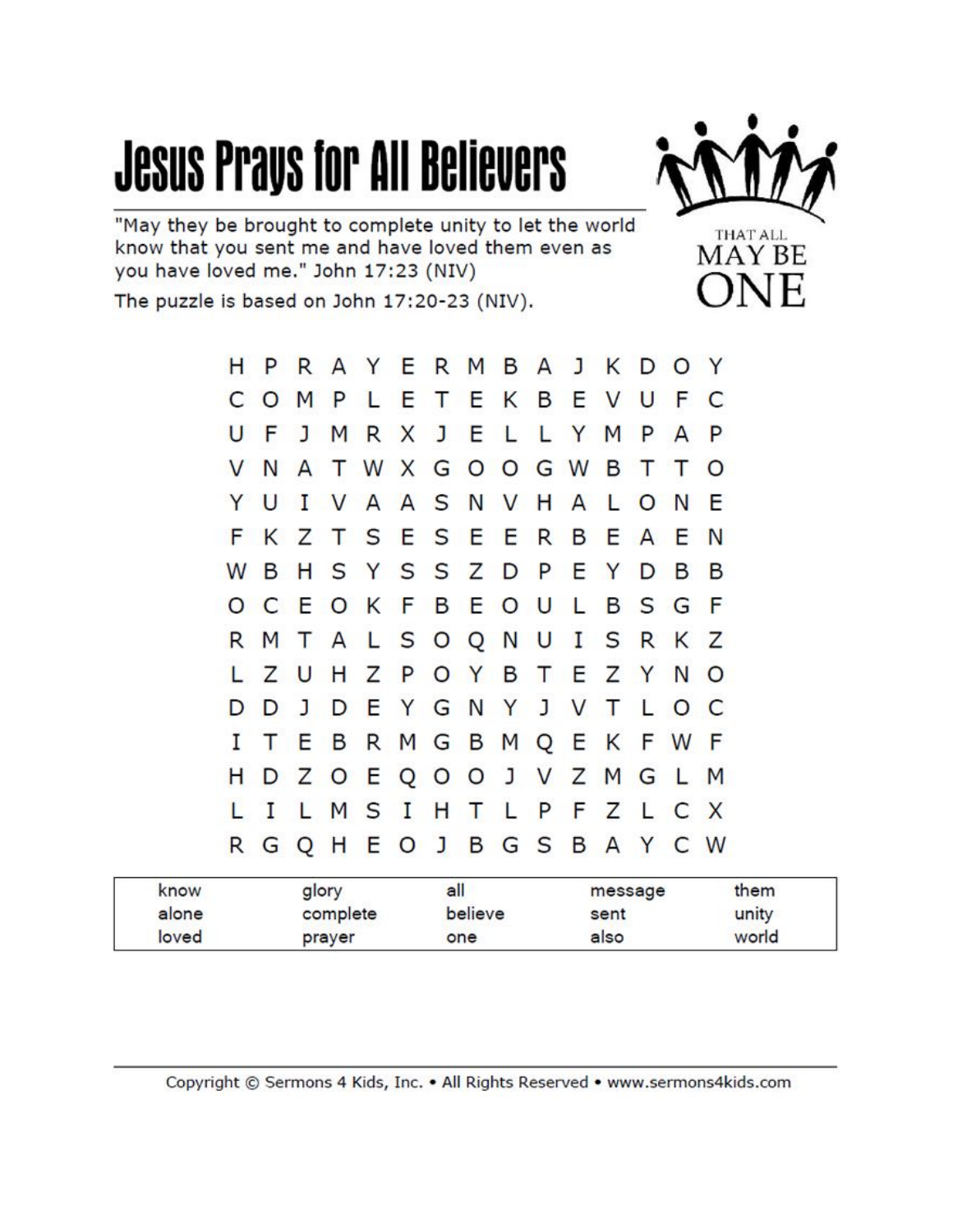# Jesus Prays for All Believers

"May they be brought to complete unity to let the world know that you sent me and have loved them even as you have loved me." John 17:23 (NIV)

The puzzle is based on John 17:20-23 (NIV).

THAT ALL MAY BE ONE

```
H P R A Y E R M B A J K D O Y
C O M P L E T E K B E V U F C
U F J M R X J E L L Y M P A P
V N A T W X G O O G W B T T O
Y U I V A A S N V H A L O N E
F K Z T S E S E E R B E A E N
W B H S Y S S Z D P E Y D B B
O C E O K F B E O U L B S G F
R M T A L S O Q N U I S R K Z
L Z U H Z P O Y B T E Z Y N O
D D J D E Y G N Y J V T L O C
I T E B R M G B M Q E K F W F
H D Z O E Q O O J V Z M G L M
L I L M S I H T L P F Z L C X
R G Q H E O J B G S B A Y C W
```

| | | | | |
|---|---|---|---|---|
| know | glory | all | message | them |
| alone | complete | believe | sent | unity |
| loved | prayer | one | also | world |

Copyright © Sermons 4 Kids, Inc. • All Rights Reserved • www.sermons4kids.com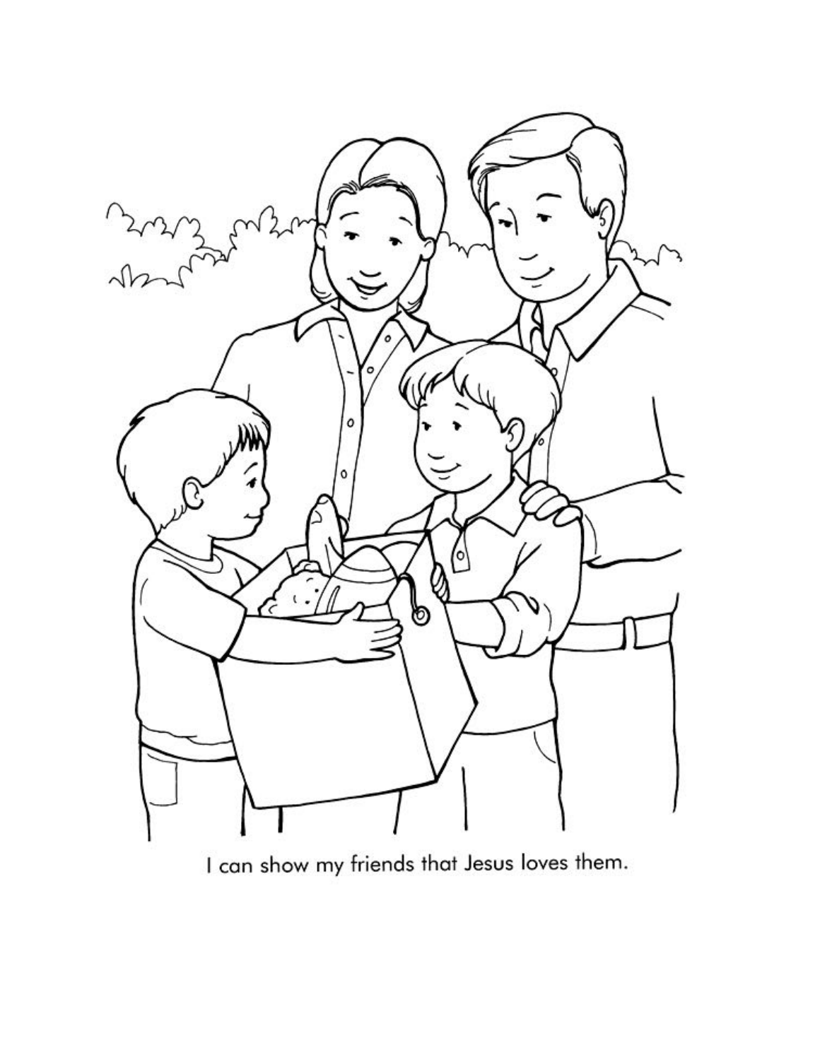I can show my friends that Jesus loves them.